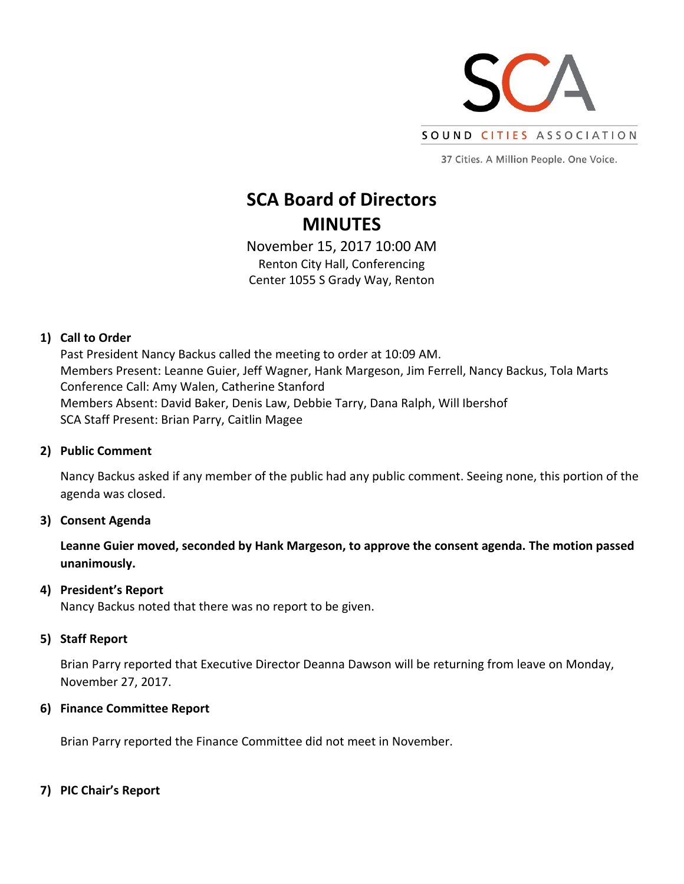SOUND CITIES ASSOCIATION

37 Cities. A Million People. One Voice.

# SCA Board of Directors MINUTES

November 15, 2017 10:00 AM
Renton City Hall, Conferencing Center 1055 S Grady Way, Renton

## 1) Call to Order

Past President Nancy Backus called the meeting to order at 10:09 AM.
Members Present: Leanne Guier, Jeff Wagner, Hank Margeson, Jim Ferrell, Nancy Backus, Tola Marts
Conference Call: Amy Walen, Catherine Stanford
Members Absent: David Baker, Denis Law, Debbie Tarry, Dana Ralph, Will Ibershof
SCA Staff Present: Brian Parry, Caitlin Magee

## 2) Public Comment

Nancy Backus asked if any member of the public had any public comment. Seeing none, this portion of the agenda was closed.

## 3) Consent Agenda

**Leanne Guier moved, seconded by Hank Margeson, to approve the consent agenda. The motion passed unanimously.**

## 4) President's Report

Nancy Backus noted that there was no report to be given.

## 5) Staff Report

Brian Parry reported that Executive Director Deanna Dawson will be returning from leave on Monday, November 27, 2017.

## 6) Finance Committee Report

Brian Parry reported the Finance Committee did not meet in November.

## 7) PIC Chair's Report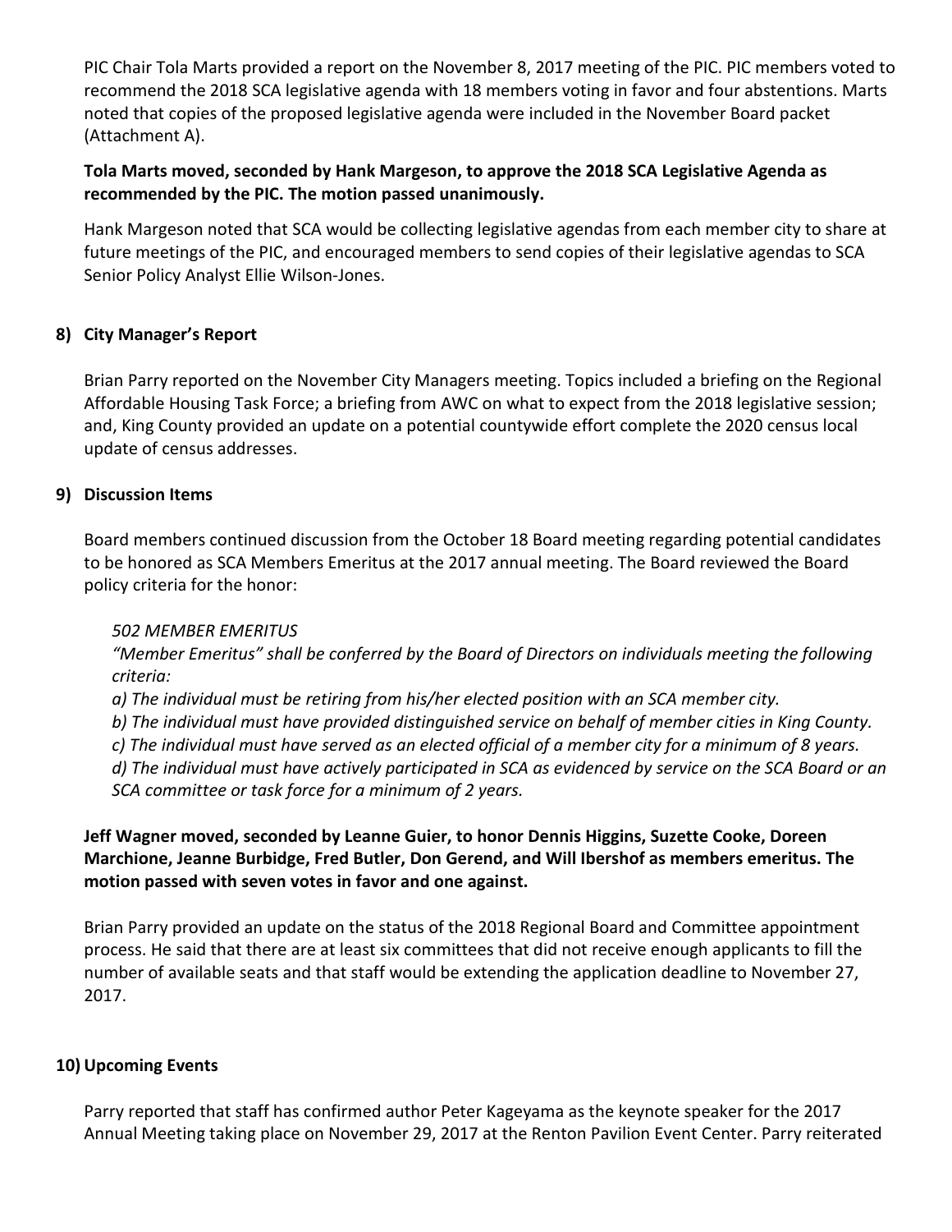PIC Chair Tola Marts provided a report on the November 8, 2017 meeting of the PIC. PIC members voted to recommend the 2018 SCA legislative agenda with 18 members voting in favor and four abstentions. Marts noted that copies of the proposed legislative agenda were included in the November Board packet (Attachment A).

**Tola Marts moved, seconded by Hank Margeson, to approve the 2018 SCA Legislative Agenda as recommended by the PIC. The motion passed unanimously.**

Hank Margeson noted that SCA would be collecting legislative agendas from each member city to share at future meetings of the PIC, and encouraged members to send copies of their legislative agendas to SCA Senior Policy Analyst Ellie Wilson-Jones.

## 8) City Manager's Report

Brian Parry reported on the November City Managers meeting. Topics included a briefing on the Regional Affordable Housing Task Force; a briefing from AWC on what to expect from the 2018 legislative session; and, King County provided an update on a potential countywide effort complete the 2020 census local update of census addresses.

## 9) Discussion Items

Board members continued discussion from the October 18 Board meeting regarding potential candidates to be honored as SCA Members Emeritus at the 2017 annual meeting. The Board reviewed the Board policy criteria for the honor:

*502 MEMBER EMERITUS*

*"Member Emeritus" shall be conferred by the Board of Directors on individuals meeting the following criteria:*

*a) The individual must be retiring from his/her elected position with an SCA member city.*

*b) The individual must have provided distinguished service on behalf of member cities in King County.*

*c) The individual must have served as an elected official of a member city for a minimum of 8 years.*

*d) The individual must have actively participated in SCA as evidenced by service on the SCA Board or an SCA committee or task force for a minimum of 2 years.*

**Jeff Wagner moved, seconded by Leanne Guier, to honor Dennis Higgins, Suzette Cooke, Doreen Marchione, Jeanne Burbidge, Fred Butler, Don Gerend, and Will Ibershof as members emeritus. The motion passed with seven votes in favor and one against.**

Brian Parry provided an update on the status of the 2018 Regional Board and Committee appointment process. He said that there are at least six committees that did not receive enough applicants to fill the number of available seats and that staff would be extending the application deadline to November 27, 2017.

## 10) Upcoming Events

Parry reported that staff has confirmed author Peter Kageyama as the keynote speaker for the 2017 Annual Meeting taking place on November 29, 2017 at the Renton Pavilion Event Center. Parry reiterated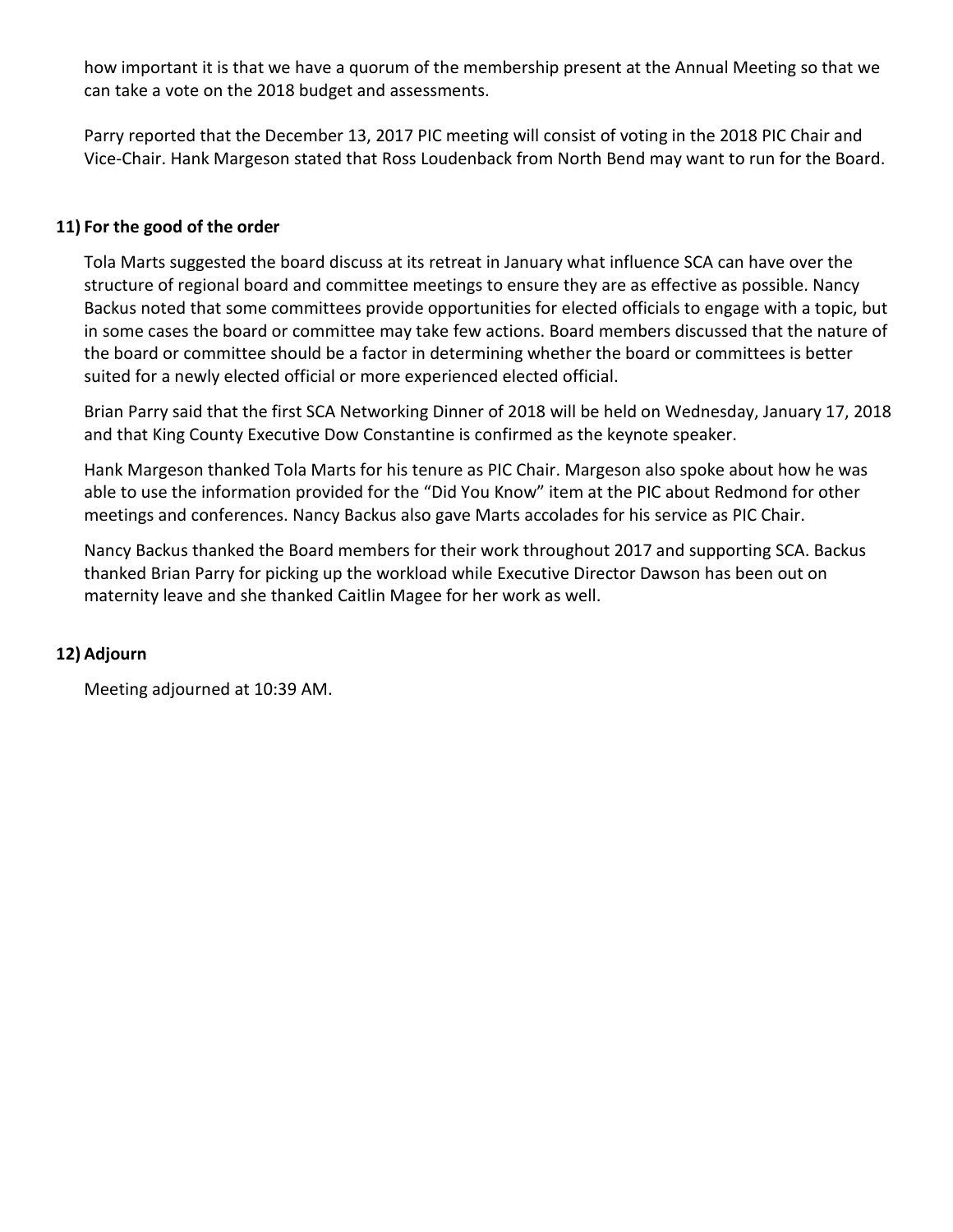how important it is that we have a quorum of the membership present at the Annual Meeting so that we can take a vote on the 2018 budget and assessments.

Parry reported that the December 13, 2017 PIC meeting will consist of voting in the 2018 PIC Chair and Vice-Chair. Hank Margeson stated that Ross Loudenback from North Bend may want to run for the Board.

### 11) For the good of the order

Tola Marts suggested the board discuss at its retreat in January what influence SCA can have over the structure of regional board and committee meetings to ensure they are as effective as possible. Nancy Backus noted that some committees provide opportunities for elected officials to engage with a topic, but in some cases the board or committee may take few actions. Board members discussed that the nature of the board or committee should be a factor in determining whether the board or committees is better suited for a newly elected official or more experienced elected official.

Brian Parry said that the first SCA Networking Dinner of 2018 will be held on Wednesday, January 17, 2018 and that King County Executive Dow Constantine is confirmed as the keynote speaker.

Hank Margeson thanked Tola Marts for his tenure as PIC Chair. Margeson also spoke about how he was able to use the information provided for the "Did You Know" item at the PIC about Redmond for other meetings and conferences. Nancy Backus also gave Marts accolades for his service as PIC Chair.

Nancy Backus thanked the Board members for their work throughout 2017 and supporting SCA. Backus thanked Brian Parry for picking up the workload while Executive Director Dawson has been out on maternity leave and she thanked Caitlin Magee for her work as well.

### 12) Adjourn

Meeting adjourned at 10:39 AM.